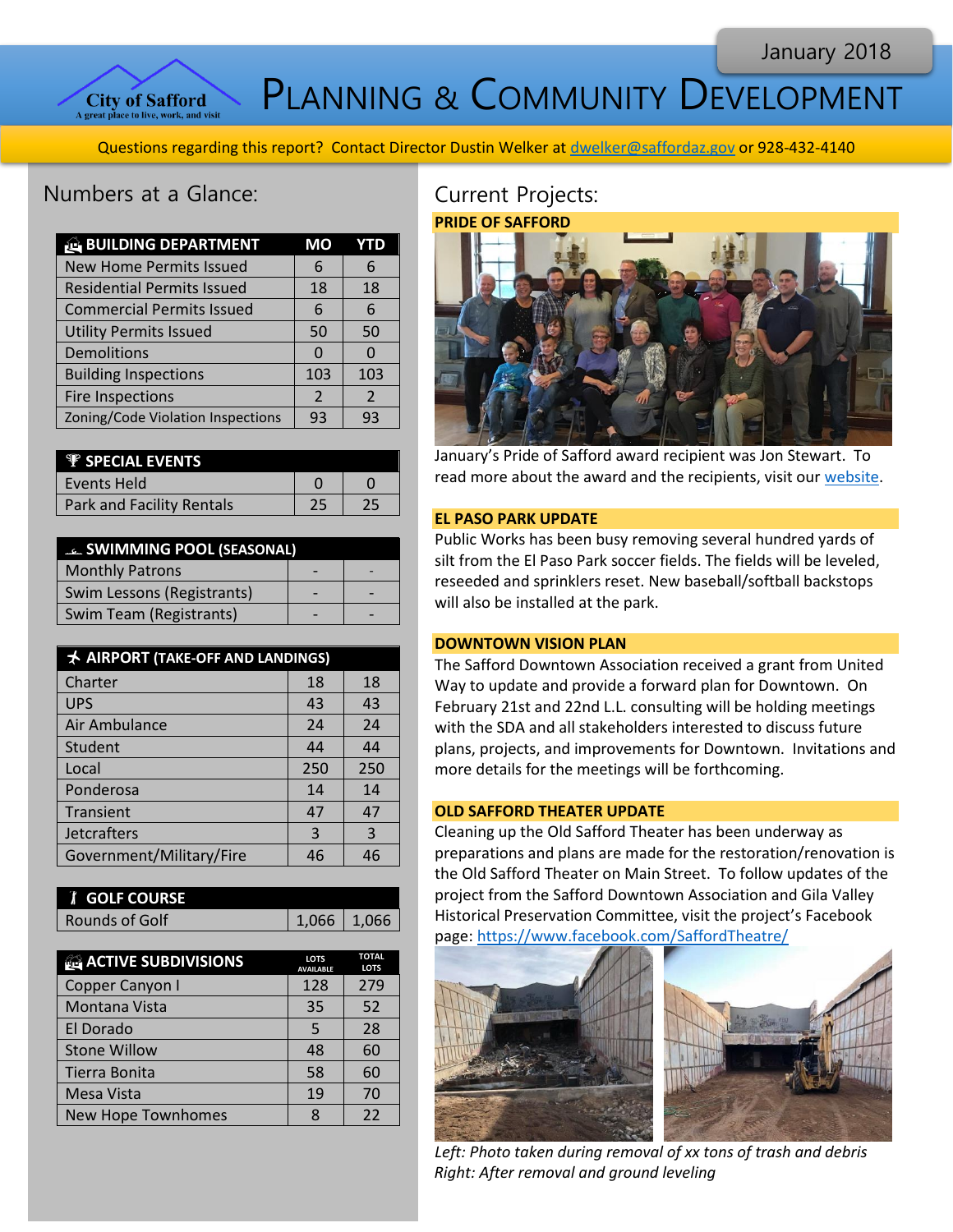January 2018

# City of Safford — Planning & Community Development

*A great place to live, work, and visit*

Questions regarding this report? Contact Director Dustin Welker at dwelker@saffordaz.gov or 928-432-4140

## Numbers at a Glance:

| BUILDING DEPARTMENT | MO | YTD |
|---|---|---|
| New Home Permits Issued | 6 | 6 |
| Residential Permits Issued | 18 | 18 |
| Commercial Permits Issued | 6 | 6 |
| Utility Permits Issued | 50 | 50 |
| Demolitions | 0 | 0 |
| Building Inspections | 103 | 103 |
| Fire Inspections | 2 | 2 |
| Zoning/Code Violation Inspections | 93 | 93 |

| SPECIAL EVENTS | | |
|---|---|---|
| Events Held | 0 | 0 |
| Park and Facility Rentals | 25 | 25 |

| SWIMMING POOL (SEASONAL) | | |
|---|---|---|
| Monthly Patrons | - | - |
| Swim Lessons (Registrants) | - | - |
| Swim Team (Registrants) | - | - |

| AIRPORT (TAKE-OFF AND LANDINGS) | | |
|---|---|---|
| Charter | 18 | 18 |
| UPS | 43 | 43 |
| Air Ambulance | 24 | 24 |
| Student | 44 | 44 |
| Local | 250 | 250 |
| Ponderosa | 14 | 14 |
| Transient | 47 | 47 |
| Jetcrafters | 3 | 3 |
| Government/Military/Fire | 46 | 46 |

| GOLF COURSE | | |
|---|---|---|
| Rounds of Golf | 1,066 | 1,066 |

| ACTIVE SUBDIVISIONS | LOTS AVAILABLE | TOTAL LOTS |
|---|---|---|
| Copper Canyon I | 128 | 279 |
| Montana Vista | 35 | 52 |
| El Dorado | 5 | 28 |
| Stone Willow | 48 | 60 |
| Tierra Bonita | 58 | 60 |
| Mesa Vista | 19 | 70 |
| New Hope Townhomes | 8 | 22 |

## Current Projects:

### PRIDE OF SAFFORD

January's Pride of Safford award recipient was Jon Stewart. To read more about the award and the recipients, visit our website.

### EL PASO PARK UPDATE

Public Works has been busy removing several hundred yards of silt from the El Paso Park soccer fields. The fields will be leveled, reseeded and sprinklers reset. New baseball/softball backstops will also be installed at the park.

### DOWNTOWN VISION PLAN

The Safford Downtown Association received a grant from United Way to update and provide a forward plan for Downtown. On February 21st and 22nd L.L. consulting will be holding meetings with the SDA and all stakeholders interested to discuss future plans, projects, and improvements for Downtown. Invitations and more details for the meetings will be forthcoming.

### OLD SAFFORD THEATER UPDATE

Cleaning up the Old Safford Theater has been underway as preparations and plans are made for the restoration/renovation is the Old Safford Theater on Main Street. To follow updates of the project from the Safford Downtown Association and Gila Valley Historical Preservation Committee, visit the project's Facebook page: https://www.facebook.com/SaffordTheatre/

*Left: Photo taken during removal of xx tons of trash and debris*
*Right: After removal and ground leveling*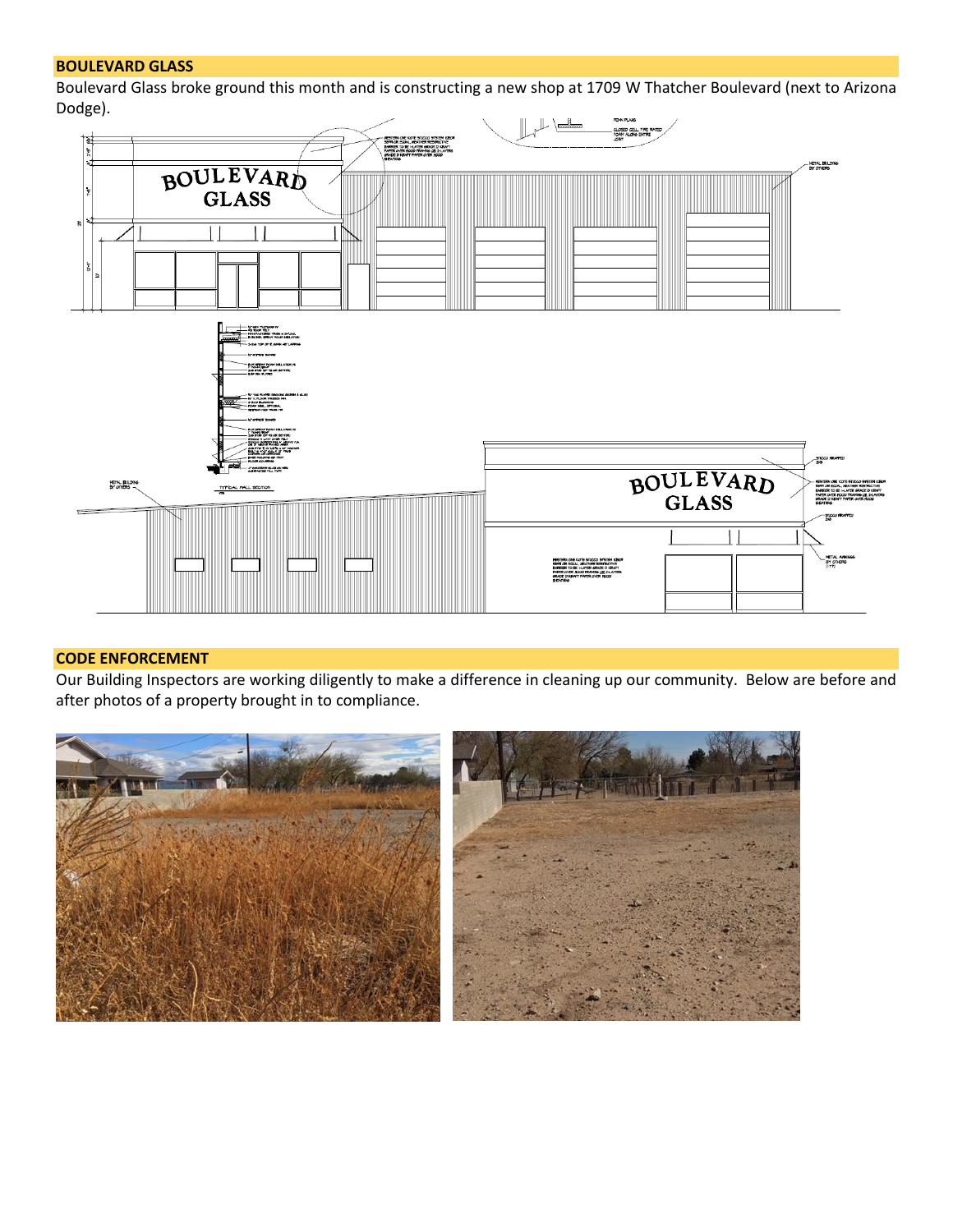## BOULEVARD GLASS

Boulevard Glass broke ground this month and is constructing a new shop at 1709 W Thatcher Boulevard (next to Arizona Dodge).

## CODE ENFORCEMENT

Our Building Inspectors are working diligently to make a difference in cleaning up our community. Below are before and after photos of a property brought in to compliance.